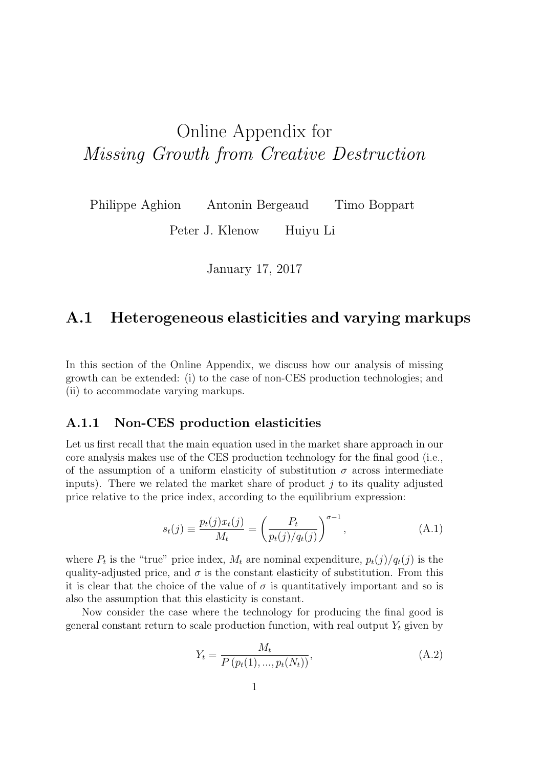# Online Appendix for *Missing Growth from Creative Destruction*

Philippe Aghion  Antonin Bergeaud  Timo Boppart

Peter J. Klenow  Huiyu Li

January 17, 2017

## A.1 Heterogeneous elasticities and varying markups

In this section of the Online Appendix, we discuss how our analysis of missing growth can be extended: (i) to the case of non-CES production technologies; and (ii) to accommodate varying markups.

### A.1.1 Non-CES production elasticities

Let us first recall that the main equation used in the market share approach in our core analysis makes use of the CES production technology for the final good (i.e., of the assumption of a uniform elasticity of substitution $\sigma$ across intermediate inputs). There we related the market share of product $j$ to its quality adjusted price relative to the price index, according to the equilibrium expression:

$$s_t(j) \equiv \frac{p_t(j)x_t(j)}{M_t} = \left(\frac{P_t}{p_t(j)/q_t(j)}\right)^{\sigma-1}, \tag{A.1}$$

where $P_t$ is the "true" price index, $M_t$ are nominal expenditure, $p_t(j)/q_t(j)$ is the quality-adjusted price, and $\sigma$ is the constant elasticity of substitution. From this it is clear that the choice of the value of $\sigma$ is quantitatively important and so is also the assumption that this elasticity is constant.

Now consider the case where the technology for producing the final good is general constant return to scale production function, with real output $Y_t$ given by

$$Y_t = \frac{M_t}{P\left(p_t(1), ..., p_t(N_t)\right)}, \tag{A.2}$$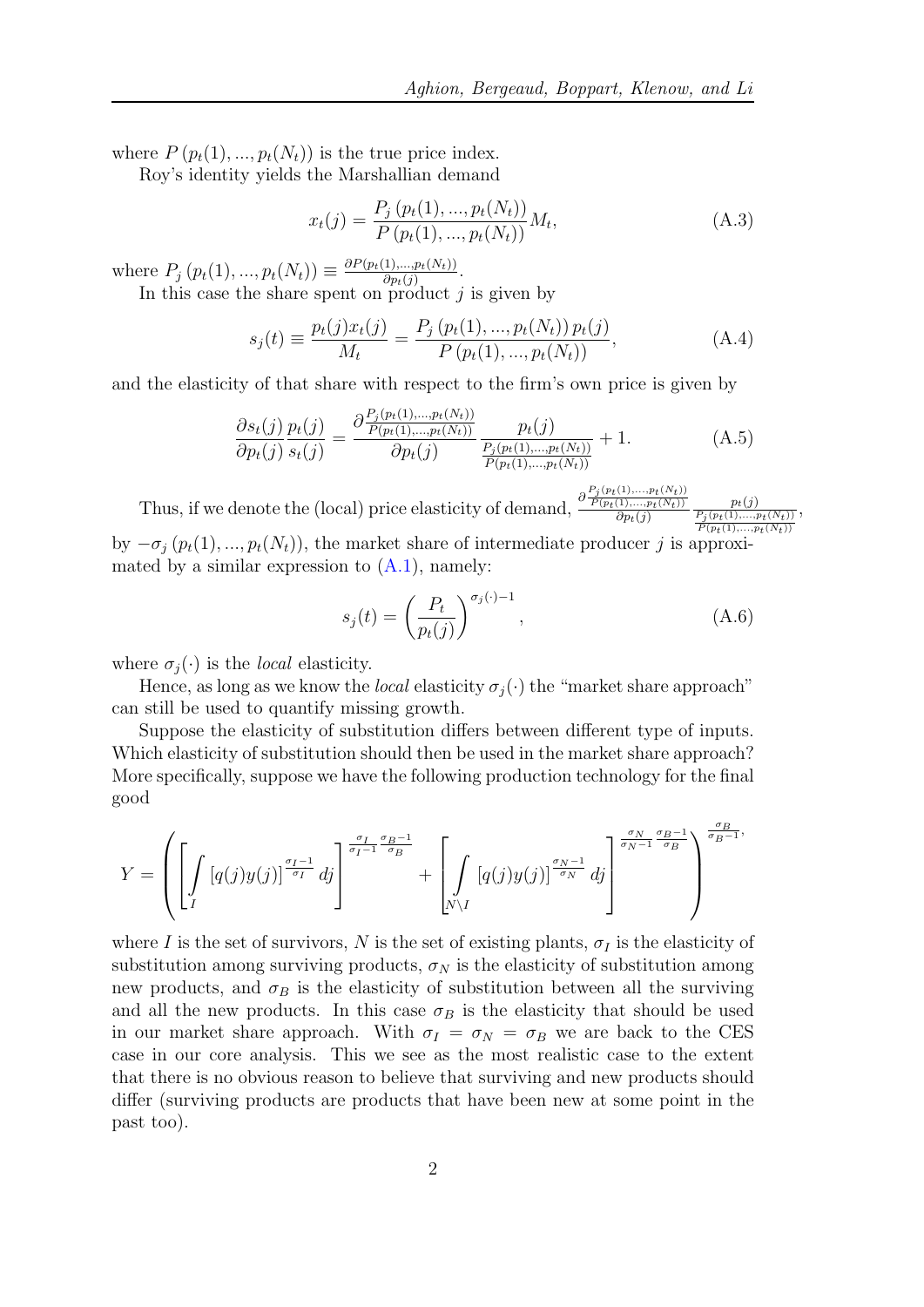where $P(p_t(1), ..., p_t(N_t))$ is the true price index.

Roy's identity yields the Marshallian demand

$$x_t(j) = \frac{P_j(p_t(1), ..., p_t(N_t))}{P(p_t(1), ..., p_t(N_t))} M_t, \tag{A.3}$$

where $P_j(p_t(1), ..., p_t(N_t)) \equiv \frac{\partial P(p_t(1),...,p_t(N_t))}{\partial p_t(j)}$.

In this case the share spent on product $j$ is given by

$$s_j(t) \equiv \frac{p_t(j) x_t(j)}{M_t} = \frac{P_j(p_t(1), ..., p_t(N_t)) p_t(j)}{P(p_t(1), ..., p_t(N_t))}, \tag{A.4}$$

and the elasticity of that share with respect to the firm's own price is given by

$$\frac{\partial s_t(j)}{\partial p_t(j)} \frac{p_t(j)}{s_t(j)} = \frac{\partial \frac{P_j(p_t(1),...,p_t(N_t))}{P(p_t(1),...,p_t(N_t))}}{\partial p_t(j)} \frac{p_t(j)}{\frac{P_j(p_t(1),...,p_t(N_t))}{P(p_t(1),...,p_t(N_t))}} + 1. \tag{A.5}$$

Thus, if we denote the (local) price elasticity of demand, $\frac{\partial \frac{P_j(p_t(1),...,p_t(N_t))}{P(p_t(1),...,p_t(N_t))}}{\partial p_t(j)} \frac{p_t(j)}{\frac{P_j(p_t(1),...,p_t(N_t))}{P(p_t(1),...,p_t(N_t))}}$, by $-\sigma_j(p_t(1), ..., p_t(N_t))$, the market share of intermediate producer $j$ is approximated by a similar expression to (A.1), namely:

$$s_j(t) = \left(\frac{P_t}{p_t(j)}\right)^{\sigma_j(\cdot)-1}, \tag{A.6}$$

where $\sigma_j(\cdot)$ is the *local* elasticity.

Hence, as long as we know the *local* elasticity $\sigma_j(\cdot)$ the "market share approach" can still be used to quantify missing growth.

Suppose the elasticity of substitution differs between different type of inputs. Which elasticity of substitution should then be used in the market share approach? More specifically, suppose we have the following production technology for the final good

$$Y = \left( \left[ \int_I [q(j)y(j)]^{\frac{\sigma_I - 1}{\sigma_I}} dj \right]^{\frac{\sigma_I}{\sigma_I - 1}\frac{\sigma_B - 1}{\sigma_B}} + \left[ \int_{N \setminus I} [q(j)y(j)]^{\frac{\sigma_N - 1}{\sigma_N}} dj \right]^{\frac{\sigma_N}{\sigma_N - 1}\frac{\sigma_B - 1}{\sigma_B}} \right)^{\frac{\sigma_B}{\sigma_B - 1}},$$

where $I$ is the set of survivors, $N$ is the set of existing plants, $\sigma_I$ is the elasticity of substitution among surviving products, $\sigma_N$ is the elasticity of substitution among new products, and $\sigma_B$ is the elasticity of substitution between all the surviving and all the new products. In this case $\sigma_B$ is the elasticity that should be used in our market share approach. With $\sigma_I = \sigma_N = \sigma_B$ we are back to the CES case in our core analysis. This we see as the most realistic case to the extent that there is no obvious reason to believe that surviving and new products should differ (surviving products are products that have been new at some point in the past too).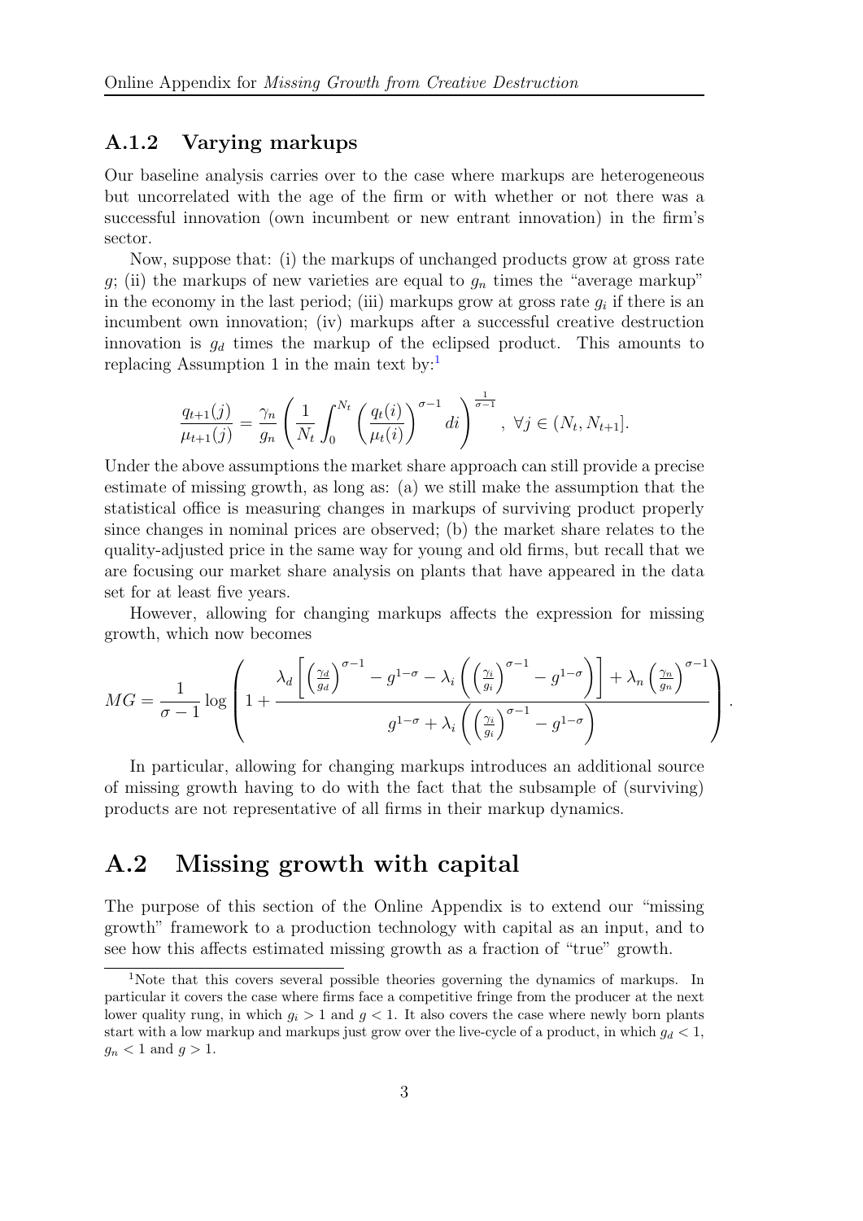### A.1.2 Varying markups

Our baseline analysis carries over to the case where markups are heterogeneous but uncorrelated with the age of the firm or with whether or not there was a successful innovation (own incumbent or new entrant innovation) in the firm's sector.

Now, suppose that: (i) the markups of unchanged products grow at gross rate $g$; (ii) the markups of new varieties are equal to $g_n$ times the "average markup" in the economy in the last period; (iii) markups grow at gross rate $g_i$ if there is an incumbent own innovation; (iv) markups after a successful creative destruction innovation is $g_d$ times the markup of the eclipsed product. This amounts to replacing Assumption 1 in the main text by:[1]

$$\frac{q_{t+1}(j)}{\mu_{t+1}(j)} = \frac{\gamma_n}{g_n} \left( \frac{1}{N_t} \int_0^{N_t} \left( \frac{q_t(i)}{\mu_t(i)} \right)^{\sigma - 1} di \right)^{\frac{1}{\sigma-1}}, \ \forall j \in (N_t, N_{t+1}].$$

Under the above assumptions the market share approach can still provide a precise estimate of missing growth, as long as: (a) we still make the assumption that the statistical office is measuring changes in markups of surviving product properly since changes in nominal prices are observed; (b) the market share relates to the quality-adjusted price in the same way for young and old firms, but recall that we are focusing our market share analysis on plants that have appeared in the data set for at least five years.

However, allowing for changing markups affects the expression for missing growth, which now becomes

$$MG = \frac{1}{\sigma - 1} \log \left( 1 + \frac{\lambda_d \left[ \left( \frac{\gamma_d}{g_d} \right)^{\sigma-1} - g^{1-\sigma} - \lambda_i \left( \left( \frac{\gamma_i}{g_i} \right)^{\sigma - 1} - g^{1-\sigma} \right) \right] + \lambda_n \left( \frac{\gamma_n}{g_n} \right)^{\sigma-1}}{g^{1-\sigma} + \lambda_i \left( \left( \frac{\gamma_i}{g_i} \right)^{\sigma-1} - g^{1-\sigma} \right)} \right).$$

In particular, allowing for changing markups introduces an additional source of missing growth having to do with the fact that the subsample of (surviving) products are not representative of all firms in their markup dynamics.

## A.2 Missing growth with capital

The purpose of this section of the Online Appendix is to extend our "missing growth" framework to a production technology with capital as an input, and to see how this affects estimated missing growth as a fraction of "true" growth.

[1] Note that this covers several possible theories governing the dynamics of markups. In particular it covers the case where firms face a competitive fringe from the producer at the next lower quality rung, in which $g_i > 1$ and $g < 1$. It also covers the case where newly born plants start with a low markup and markups just grow over the live-cycle of a product, in which $g_d < 1$, $g_n < 1$ and $g > 1$.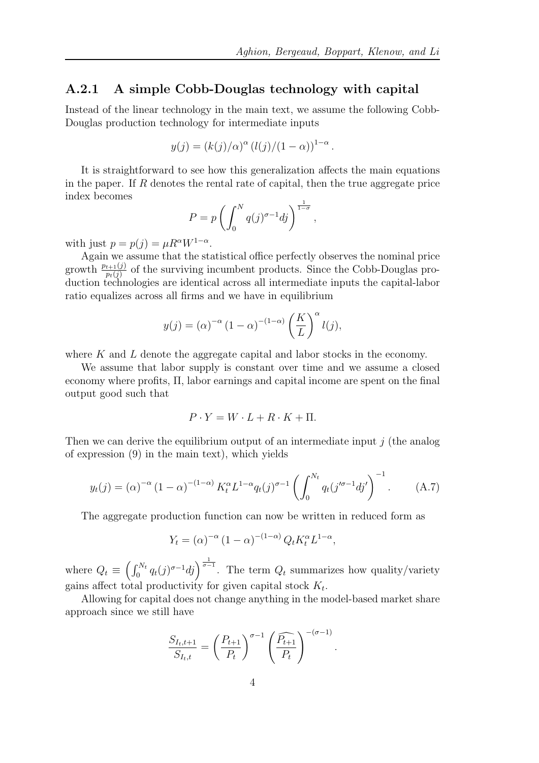### A.2.1 A simple Cobb-Douglas technology with capital

Instead of the linear technology in the main text, we assume the following Cobb-Douglas production technology for intermediate inputs

$$y(j) = (k(j)/\alpha)^{\alpha} (l(j)/(1-\alpha))^{1-\alpha}.$$

It is straightforward to see how this generalization affects the main equations in the paper. If $R$ denotes the rental rate of capital, then the true aggregate price index becomes

$$P = p\left(\int_0^N q(j)^{\sigma-1} dj\right)^{\frac{1}{1-\sigma}},$$

with just $p = p(j) = \mu R^{\alpha} W^{1-\alpha}$.

Again we assume that the statistical office perfectly observes the nominal price growth $\frac{p_{t+1}(j)}{p_t(j)}$ of the surviving incumbent products. Since the Cobb-Douglas production technologies are identical across all intermediate inputs the capital-labor ratio equalizes across all firms and we have in equilibrium

$$y(j) = (\alpha)^{-\alpha} (1-\alpha)^{-(1-\alpha)} \left(\frac{K}{L}\right)^{\alpha} l(j),$$

where $K$ and $L$ denote the aggregate capital and labor stocks in the economy.

We assume that labor supply is constant over time and we assume a closed economy where profits, $\Pi$, labor earnings and capital income are spent on the final output good such that

$$P \cdot Y = W \cdot L + R \cdot K + \Pi.$$

Then we can derive the equilibrium output of an intermediate input $j$ (the analog of expression (9) in the main text), which yields

$$y_t(j) = (\alpha)^{-\alpha} (1-\alpha)^{-(1-\alpha)} K_t^{\alpha} L^{1-\alpha} q_t(j)^{\sigma-1} \left(\int_0^{N_t} q_t(j'^{\sigma-1} dj'\right)^{-1}. \tag{A.7}$$

The aggregate production function can now be written in reduced form as

$$Y_t = (\alpha)^{-\alpha} (1-\alpha)^{-(1-\alpha)} Q_t K_t^{\alpha} L^{1-\alpha},$$

where $Q_t \equiv \left(\int_0^{N_t} q_t(j)^{\sigma-1} dj\right)^{\frac{1}{\sigma-1}}$. The term $Q_t$ summarizes how quality/variety gains affect total productivity for given capital stock $K_t$.

Allowing for capital does not change anything in the model-based market share approach since we still have

$$\frac{S_{I_t,t+1}}{S_{I_t,t}} = \left(\frac{P_{t+1}}{P_t}\right)^{\sigma-1} \left(\frac{\widehat{P_{t+1}}}{P_t}\right)^{-(\sigma-1)}.$$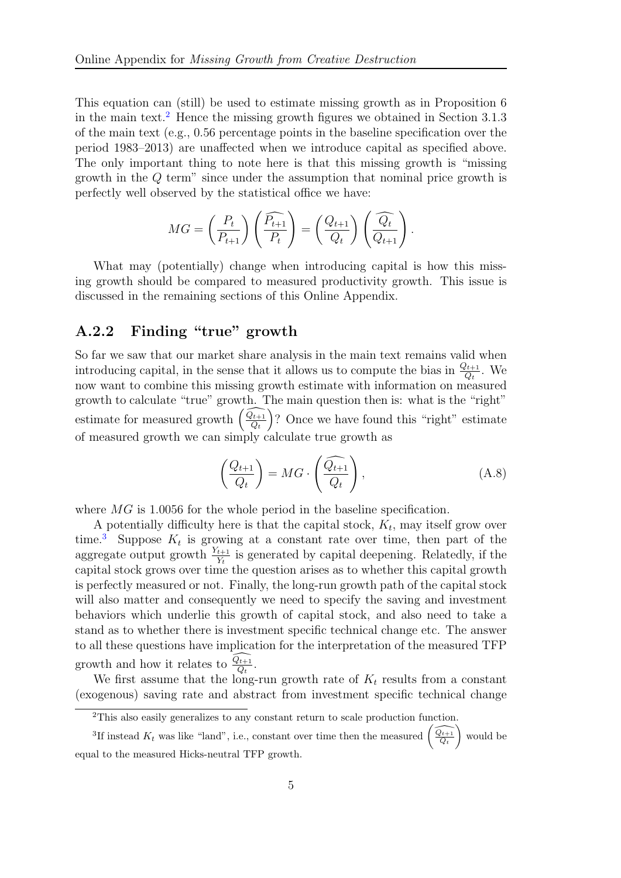This equation can (still) be used to estimate missing growth as in Proposition 6 in the main text.[2] Hence the missing growth figures we obtained in Section 3.1.3 of the main text (e.g., 0.56 percentage points in the baseline specification over the period 1983–2013) are unaffected when we introduce capital as specified above. The only important thing to note here is that this missing growth is "missing growth in the $Q$ term" since under the assumption that nominal price growth is perfectly well observed by the statistical office we have:

$$MG = \left(\frac{P_t}{P_{t+1}}\right)\left(\frac{\widehat{P_{t+1}}}{P_t}\right) = \left(\frac{Q_{t+1}}{Q_t}\right)\left(\frac{\widehat{Q_t}}{Q_{t+1}}\right).$$

What may (potentially) change when introducing capital is how this missing growth should be compared to measured productivity growth. This issue is discussed in the remaining sections of this Online Appendix.

### A.2.2 Finding "true" growth

So far we saw that our market share analysis in the main text remains valid when introducing capital, in the sense that it allows us to compute the bias in $\frac{Q_{t+1}}{Q_t}$. We now want to combine this missing growth estimate with information on measured growth to calculate "true" growth. The main question then is: what is the "right" estimate for measured growth $\left(\widehat{\frac{Q_{t+1}}{Q_t}}\right)$? Once we have found this "right" estimate of measured growth we can simply calculate true growth as

$$\left(\frac{Q_{t+1}}{Q_t}\right) = MG \cdot \left(\widehat{\frac{Q_{t+1}}{Q_t}}\right), \tag{A.8}$$

where $MG$ is 1.0056 for the whole period in the baseline specification.

A potentially difficulty here is that the capital stock, $K_t$, may itself grow over time.[3] Suppose $K_t$ is growing at a constant rate over time, then part of the aggregate output growth $\frac{Y_{t+1}}{Y_t}$ is generated by capital deepening. Relatedly, if the capital stock grows over time the question arises as to whether this capital growth is perfectly measured or not. Finally, the long-run growth path of the capital stock will also matter and consequently we need to specify the saving and investment behaviors which underlie this growth of capital stock, and also need to take a stand as to whether there is investment specific technical change etc. The answer to all these questions have implication for the interpretation of the measured TFP growth and how it relates to $\widehat{\frac{Q_{t+1}}{Q_t}}$.

We first assume that the long-run growth rate of $K_t$ results from a constant (exogenous) saving rate and abstract from investment specific technical change

---

[2] This also easily generalizes to any constant return to scale production function.

[3] If instead $K_t$ was like "land", i.e., constant over time then the measured $\left(\widehat{\frac{Q_{t+1}}{Q_t}}\right)$ would be equal to the measured Hicks-neutral TFP growth.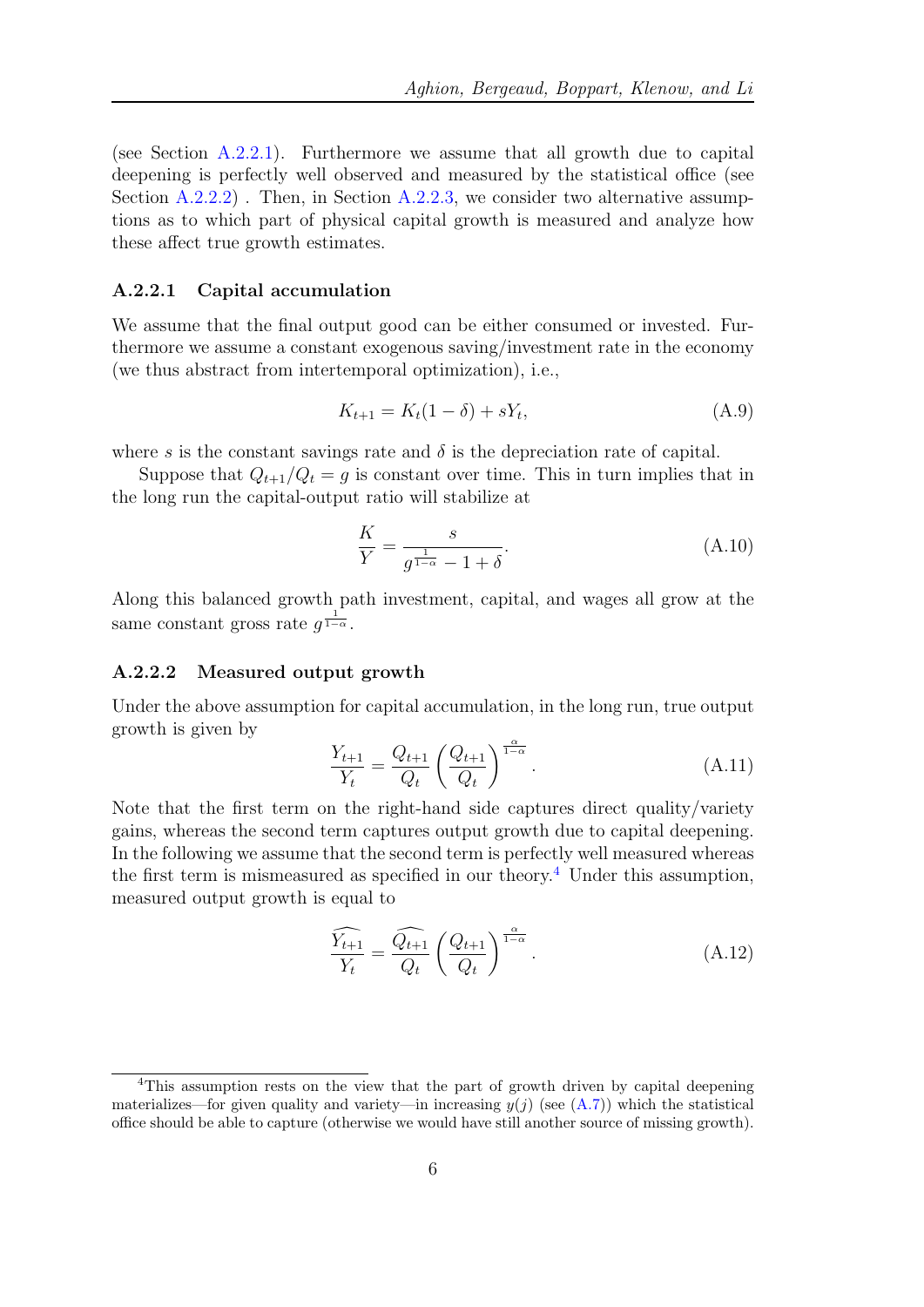(see Section A.2.2.1). Furthermore we assume that all growth due to capital deepening is perfectly well observed and measured by the statistical office (see Section A.2.2.2) . Then, in Section A.2.2.3, we consider two alternative assumptions as to which part of physical capital growth is measured and analyze how these affect true growth estimates.

#### A.2.2.1 Capital accumulation

We assume that the final output good can be either consumed or invested. Furthermore we assume a constant exogenous saving/investment rate in the economy (we thus abstract from intertemporal optimization), i.e.,

$$K_{t+1} = K_t(1-\delta) + sY_t, \tag{A.9}$$

where $s$ is the constant savings rate and $\delta$ is the depreciation rate of capital.

Suppose that $Q_{t+1}/Q_t = g$ is constant over time. This in turn implies that in the long run the capital-output ratio will stabilize at

$$\frac{K}{Y} = \frac{s}{g^{\frac{1}{1-\alpha}} - 1 + \delta}. \tag{A.10}$$

Along this balanced growth path investment, capital, and wages all grow at the same constant gross rate $g^{\frac{1}{1-\alpha}}$.

#### A.2.2.2 Measured output growth

Under the above assumption for capital accumulation, in the long run, true output growth is given by

$$\frac{Y_{t+1}}{Y_t} = \frac{Q_{t+1}}{Q_t}\left(\frac{Q_{t+1}}{Q_t}\right)^{\frac{\alpha}{1-\alpha}}. \tag{A.11}$$

Note that the first term on the right-hand side captures direct quality/variety gains, whereas the second term captures output growth due to capital deepening. In the following we assume that the second term is perfectly well measured whereas the first term is mismeasured as specified in our theory.[4] Under this assumption, measured output growth is equal to

$$\widehat{\frac{Y_{t+1}}{Y_t}} = \widehat{\frac{Q_{t+1}}{Q_t}}\left(\frac{Q_{t+1}}{Q_t}\right)^{\frac{\alpha}{1-\alpha}}. \tag{A.12}$$

[4] This assumption rests on the view that the part of growth driven by capital deepening materializes—for given quality and variety—in increasing $y(j)$ (see (A.7)) which the statistical office should be able to capture (otherwise we would have still another source of missing growth).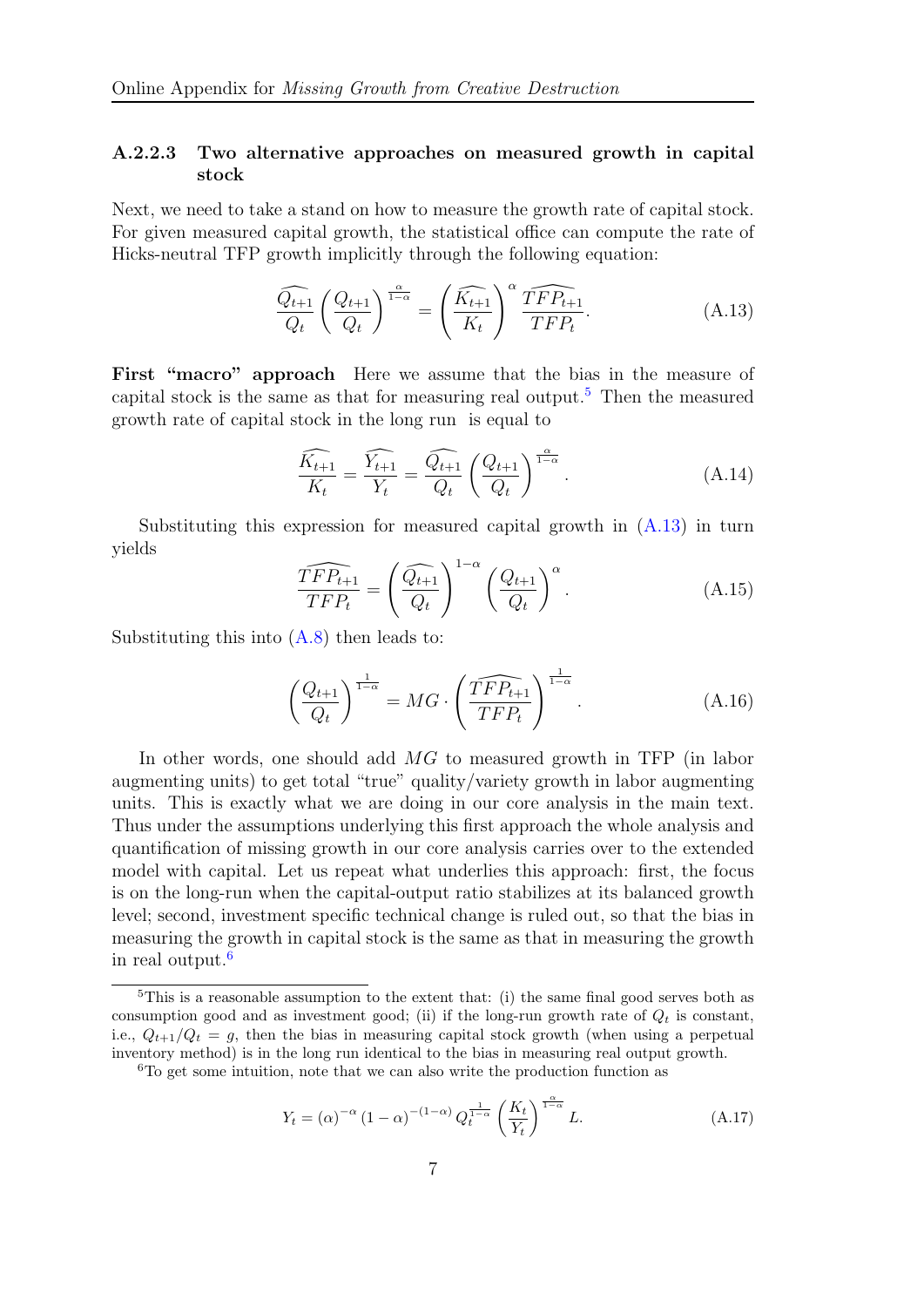#### A.2.2.3 Two alternative approaches on measured growth in capital stock

Next, we need to take a stand on how to measure the growth rate of capital stock. For given measured capital growth, the statistical office can compute the rate of Hicks-neutral TFP growth implicitly through the following equation:

$$\widehat{\frac{Q_{t+1}}{Q_t}} \left(\frac{Q_{t+1}}{Q_t}\right)^{\frac{\alpha}{1-\alpha}} = \left(\widehat{\frac{K_{t+1}}{K_t}}\right)^{\alpha} \widehat{\frac{TFP_{t+1}}{TFP_t}}. \tag{A.13}$$

**First "macro" approach** Here we assume that the bias in the measure of capital stock is the same as that for measuring real output.[5] Then the measured growth rate of capital stock in the long run is equal to

$$\widehat{\frac{K_{t+1}}{K_t}} = \widehat{\frac{Y_{t+1}}{Y_t}} = \widehat{\frac{Q_{t+1}}{Q_t}} \left(\frac{Q_{t+1}}{Q_t}\right)^{\frac{\alpha}{1-\alpha}}. \tag{A.14}$$

Substituting this expression for measured capital growth in (A.13) in turn yields

$$\widehat{\frac{TFP_{t+1}}{TFP_t}} = \left(\widehat{\frac{Q_{t+1}}{Q_t}}\right)^{1-\alpha} \left(\frac{Q_{t+1}}{Q_t}\right)^{\alpha}. \tag{A.15}$$

Substituting this into (A.8) then leads to:

$$\left(\frac{Q_{t+1}}{Q_t}\right)^{\frac{1}{1-\alpha}} = MG \cdot \left(\widehat{\frac{TFP_{t+1}}{TFP_t}}\right)^{\frac{1}{1-\alpha}}. \tag{A.16}$$

In other words, one should add $MG$ to measured growth in TFP (in labor augmenting units) to get total "true" quality/variety growth in labor augmenting units. This is exactly what we are doing in our core analysis in the main text. Thus under the assumptions underlying this first approach the whole analysis and quantification of missing growth in our core analysis carries over to the extended model with capital. Let us repeat what underlies this approach: first, the focus is on the long-run when the capital-output ratio stabilizes at its balanced growth level; second, investment specific technical change is ruled out, so that the bias in measuring the growth in capital stock is the same as that in measuring the growth in real output.[6]

---

[5] This is a reasonable assumption to the extent that: (i) the same final good serves both as consumption good and as investment good; (ii) if the long-run growth rate of $Q_t$ is constant, i.e., $Q_{t+1}/Q_t = g$, then the bias in measuring capital stock growth (when using a perpetual inventory method) is in the long run identical to the bias in measuring real output growth.

[6] To get some intuition, note that we can also write the production function as

$$Y_t = (\alpha)^{-\alpha} (1-\alpha)^{-(1-\alpha)} Q_t^{\frac{1}{1-\alpha}} \left(\frac{K_t}{Y_t}\right)^{\frac{\alpha}{1-\alpha}} L. \tag{A.17}$$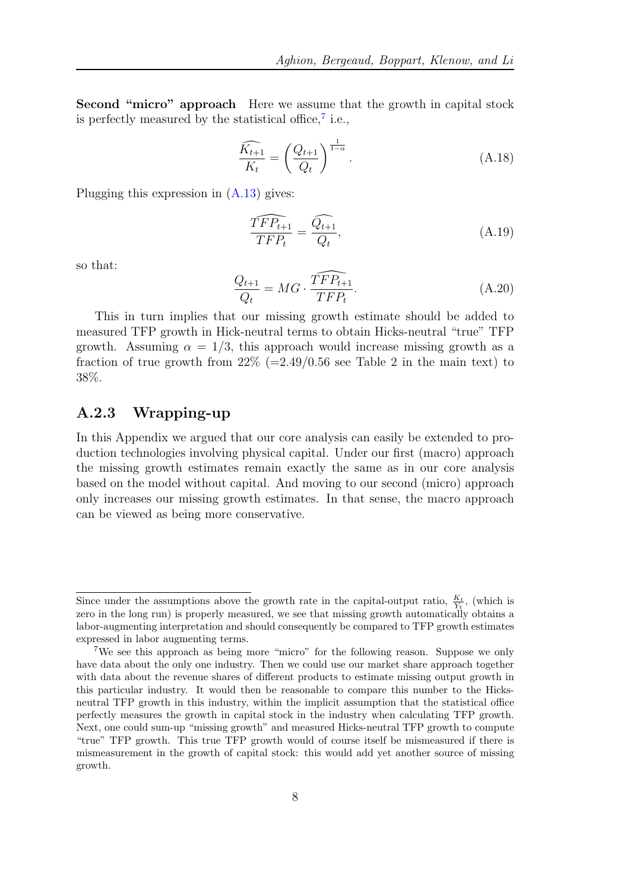**Second "micro" approach** Here we assume that the growth in capital stock is perfectly measured by the statistical office,[7] i.e.,

$$\frac{\widehat{K_{t+1}}}{K_t} = \left(\frac{Q_{t+1}}{Q_t}\right)^{\frac{1}{1-\alpha}}. \tag{A.18}$$

Plugging this expression in (A.13) gives:

$$\frac{\widehat{TFP_{t+1}}}{TFP_t} = \frac{\widehat{Q_{t+1}}}{Q_t}, \tag{A.19}$$

so that:

$$\frac{Q_{t+1}}{Q_t} = MG \cdot \frac{\widehat{TFP_{t+1}}}{TFP_t}. \tag{A.20}$$

This in turn implies that our missing growth estimate should be added to measured TFP growth in Hick-neutral terms to obtain Hicks-neutral "true" TFP growth. Assuming $\alpha = 1/3$, this approach would increase missing growth as a fraction of true growth from 22% (=2.49/0.56 see Table 2 in the main text) to 38%.

### A.2.3 Wrapping-up

In this Appendix we argued that our core analysis can easily be extended to production technologies involving physical capital. Under our first (macro) approach the missing growth estimates remain exactly the same as in our core analysis based on the model without capital. And moving to our second (micro) approach only increases our missing growth estimates. In that sense, the macro approach can be viewed as being more conservative.

---

Since under the assumptions above the growth rate in the capital-output ratio, $\frac{K_t}{Y_t}$, (which is zero in the long run) is properly measured, we see that missing growth automatically obtains a labor-augmenting interpretation and should consequently be compared to TFP growth estimates expressed in labor augmenting terms.

[7] We see this approach as being more "micro" for the following reason. Suppose we only have data about the only one industry. Then we could use our market share approach together with data about the revenue shares of different products to estimate missing output growth in this particular industry. It would then be reasonable to compare this number to the Hicks-neutral TFP growth in this industry, within the implicit assumption that the statistical office perfectly measures the growth in capital stock in the industry when calculating TFP growth. Next, one could sum-up "missing growth" and measured Hicks-neutral TFP growth to compute "true" TFP growth. This true TFP growth would of course itself be mismeasured if there is mismeasurement in the growth of capital stock: this would add yet another source of missing growth.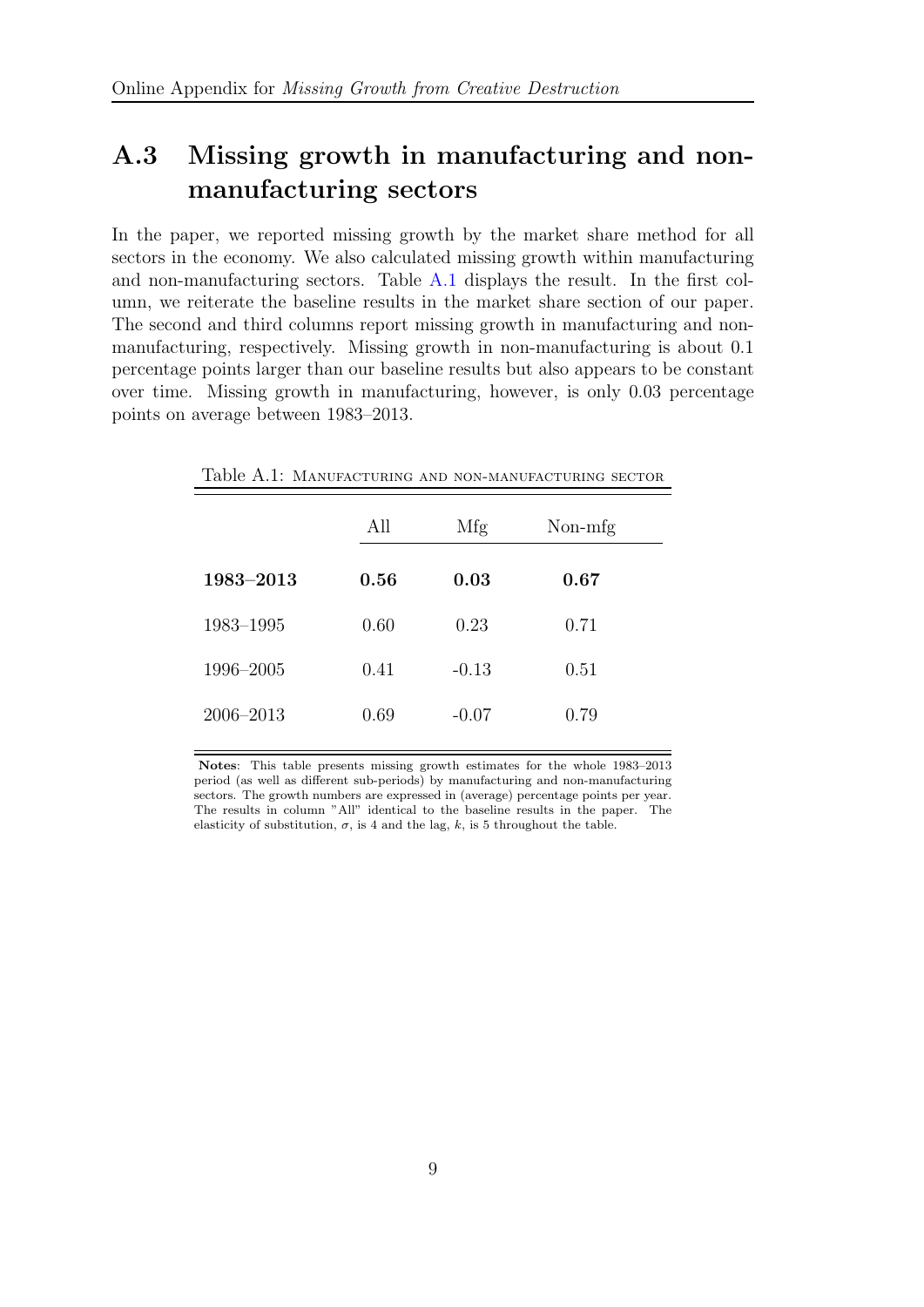## A.3 Missing growth in manufacturing and non-manufacturing sectors

In the paper, we reported missing growth by the market share method for all sectors in the economy. We also calculated missing growth within manufacturing and non-manufacturing sectors. Table A.1 displays the result. In the first column, we reiterate the baseline results in the market share section of our paper. The second and third columns report missing growth in manufacturing and non-manufacturing, respectively. Missing growth in non-manufacturing is about 0.1 percentage points larger than our baseline results but also appears to be constant over time. Missing growth in manufacturing, however, is only 0.03 percentage points on average between 1983–2013.

Table A.1: Manufacturing and non-manufacturing sector

| | All | Mfg | Non-mfg |
|---|---|---|---|
| **1983–2013** | **0.56** | **0.03** | **0.67** |
| 1983–1995 | 0.60 | 0.23 | 0.71 |
| 1996–2005 | 0.41 | -0.13 | 0.51 |
| 2006–2013 | 0.69 | -0.07 | 0.79 |

**Notes**: This table presents missing growth estimates for the whole 1983–2013 period (as well as different sub-periods) by manufacturing and non-manufacturing sectors. The growth numbers are expressed in (average) percentage points per year. The results in column "All" identical to the baseline results in the paper. The elasticity of substitution, $\sigma$, is 4 and the lag, $k$, is 5 throughout the table.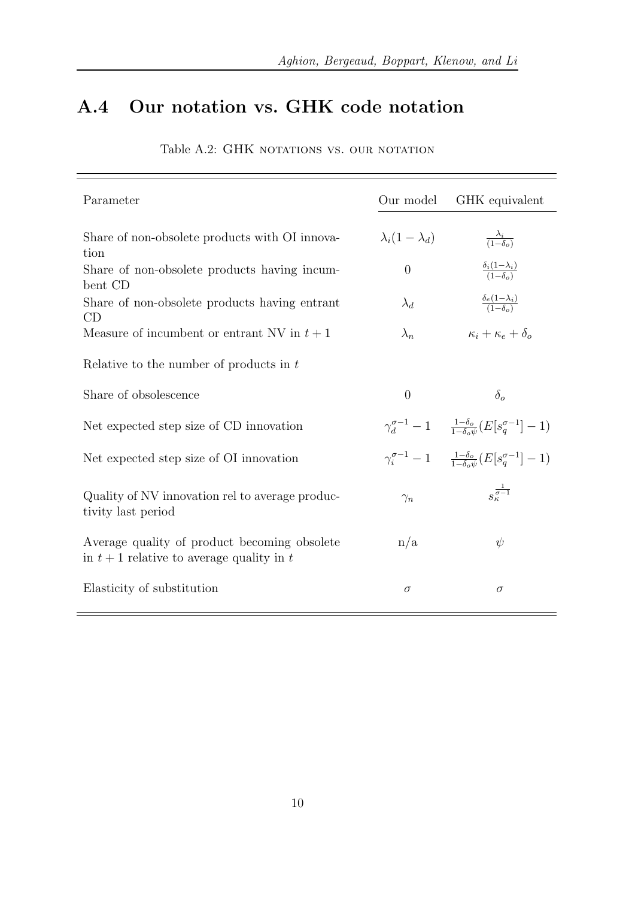## A.4 Our notation vs. GHK code notation

Table A.2: GHK NOTATIONS VS. OUR NOTATION

| Parameter | Our model | GHK equivalent |
|---|---|---|
| Share of non-obsolete products with OI innovation | $\lambda_i(1-\lambda_d)$ | $\frac{\lambda_i}{(1-\delta_o)}$ |
| Share of non-obsolete products having incumbent CD | $0$ | $\frac{\delta_i(1-\lambda_i)}{(1-\delta_o)}$ |
| Share of non-obsolete products having entrant CD | $\lambda_d$ | $\frac{\delta_e(1-\lambda_i)}{(1-\delta_o)}$ |
| Measure of incumbent or entrant NV in $t+1$ | $\lambda_n$ | $\kappa_i + \kappa_e + \delta_o$ |
| Relative to the number of products in $t$ | | |
| Share of obsolescence | $0$ | $\delta_o$ |
| Net expected step size of CD innovation | $\gamma_d^{\sigma-1} - 1$ | $\frac{1-\delta_o}{1-\delta_o\psi}(E[s_q^{\sigma-1}] - 1)$ |
| Net expected step size of OI innovation | $\gamma_i^{\sigma-1} - 1$ | $\frac{1-\delta_o}{1-\delta_o\psi}(E[s_q^{\sigma-1}] - 1)$ |
| Quality of NV innovation rel to average productivity last period | $\gamma_n$ | $s_\kappa^{\frac{1}{\sigma-1}}$ |
| Average quality of product becoming obsolete in $t+1$ relative to average quality in $t$ | n/a | $\psi$ |
| Elasticity of substitution | $\sigma$ | $\sigma$ |